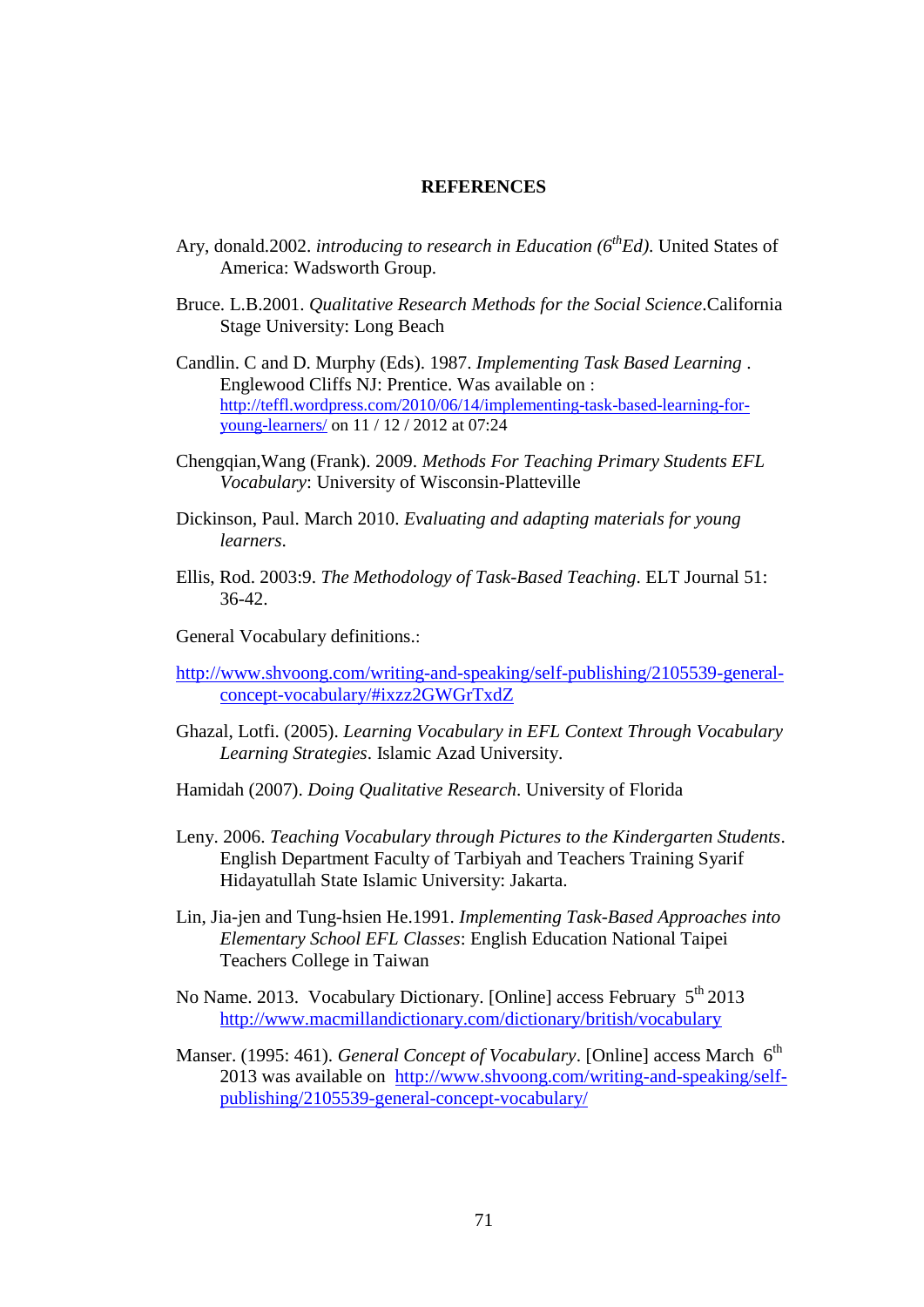# REFERENCES

Ary, donald.2002. *introducing to research in Education (6thEd)*. United States of America: Wadsworth Group.

Bruce. L.B.2001. *Qualitative Research Methods for the Social Science*.California Stage University: Long Beach

Candlin. C and D. Murphy (Eds). 1987. *Implementing Task Based Learning* . Englewood Cliffs NJ: Prentice. Was available on : http://teffl.wordpress.com/2010/06/14/implementing-task-based-learning-for-young-learners/ on 11 / 12 / 2012 at 07:24

Chengqian,Wang (Frank). 2009. *Methods For Teaching Primary Students EFL Vocabulary*: University of Wisconsin-Platteville

Dickinson, Paul. March 2010. *Evaluating and adapting materials for young learners*.

Ellis, Rod. 2003:9. *The Methodology of Task-Based Teaching*. ELT Journal 51: 36-42.

General Vocabulary definitions.:

http://www.shvoong.com/writing-and-speaking/self-publishing/2105539-general-concept-vocabulary/#ixzz2GWGrTxdZ

Ghazal, Lotfi. (2005). *Learning Vocabulary in EFL Context Through Vocabulary Learning Strategies*. Islamic Azad University.

Hamidah (2007). *Doing Qualitative Research*. University of Florida

Leny. 2006. *Teaching Vocabulary through Pictures to the Kindergarten Students*. English Department Faculty of Tarbiyah and Teachers Training Syarif Hidayatullah State Islamic University: Jakarta.

Lin, Jia-jen and Tung-hsien He.1991. *Implementing Task-Based Approaches into Elementary School EFL Classes*: English Education National Taipei Teachers College in Taiwan

No Name. 2013. Vocabulary Dictionary. [Online] access February 5th 2013 http://www.macmillandictionary.com/dictionary/british/vocabulary

Manser. (1995: 461). *General Concept of Vocabulary*. [Online] access March 6th 2013 was available on http://www.shvoong.com/writing-and-speaking/self-publishing/2105539-general-concept-vocabulary/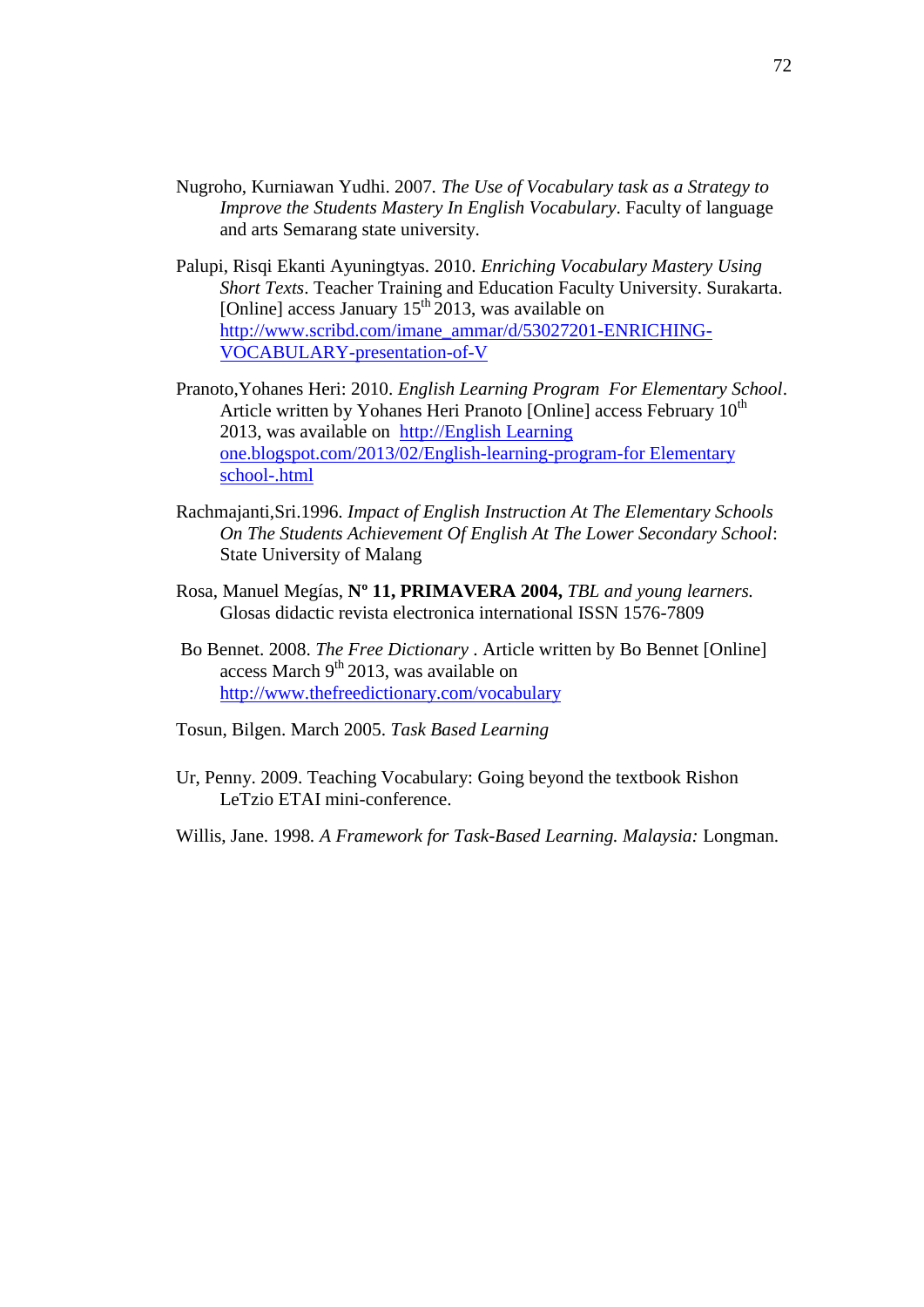Nugroho, Kurniawan Yudhi. 2007. *The Use of Vocabulary task as a Strategy to Improve the Students Mastery In English Vocabulary*. Faculty of language and arts Semarang state university.

Palupi, Risqi Ekanti Ayuningtyas. 2010. *Enriching Vocabulary Mastery Using Short Texts*. Teacher Training and Education Faculty University. Surakarta. [Online] access January 15th 2013, was available on http://www.scribd.com/imane_ammar/d/53027201-ENRICHING-VOCABULARY-presentation-of-V

Pranoto,Yohanes Heri: 2010. *English Learning Program For Elementary School*. Article written by Yohanes Heri Pranoto [Online] access February 10th 2013, was available on http://English Learning one.blogspot.com/2013/02/English-learning-program-for Elementary school-.html

Rachmajanti,Sri.1996. *Impact of English Instruction At The Elementary Schools On The Students Achievement Of English At The Lower Secondary School*: State University of Malang

Rosa, Manuel Megías, **Nº 11, PRIMAVERA 2004,** *TBL and young learners.* Glosas didactic revista electronica international ISSN 1576-7809

Bo Bennet. 2008. *The Free Dictionary* . Article written by Bo Bennet [Online] access March 9th 2013, was available on http://www.thefreedictionary.com/vocabulary

Tosun, Bilgen. March 2005. *Task Based Learning*

Ur, Penny. 2009. Teaching Vocabulary: Going beyond the textbook Rishon LeTzio ETAI mini-conference.

Willis, Jane. 1998. *A Framework for Task-Based Learning. Malaysia:* Longman.